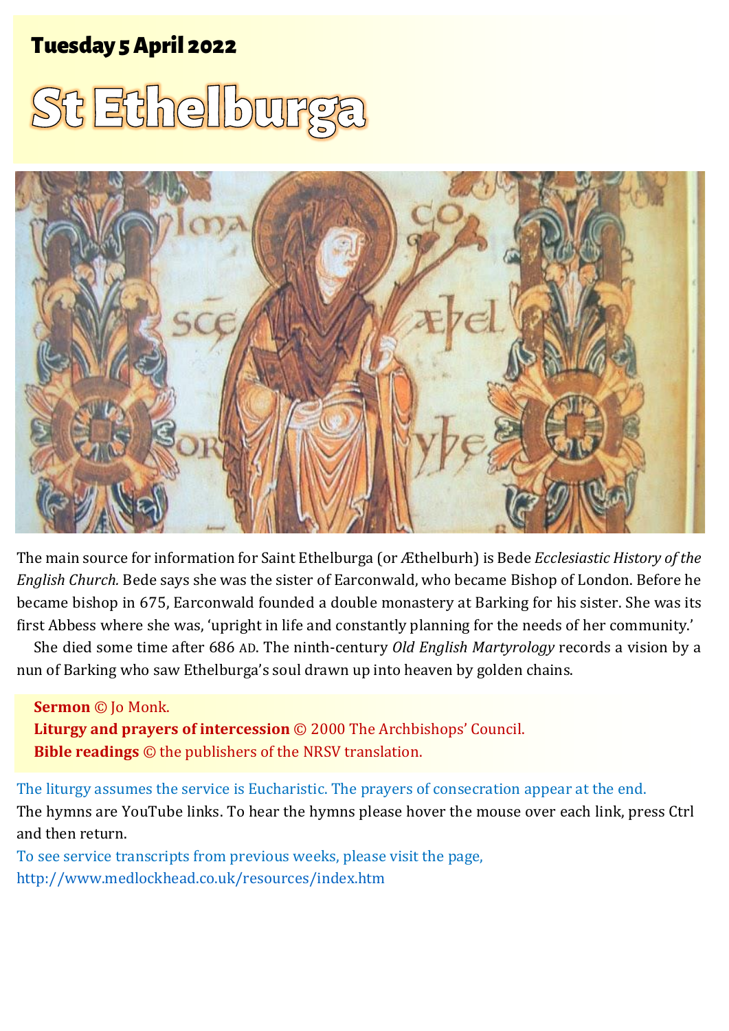## Tuesday 5 April 2022

# St Ethelburga

The main source for information for Saint Ethelburga (or Æthelburh) is Bede *Ecclesiastic History of the English Church.* Bede says she was the sister of Earconwald, who became Bishop of London. Before he became bishop in 675, Earconwald founded a double monastery at Barking for his sister. She was its first Abbess where she was, 'upright in life and constantly planning for the needs of her community.'

She died some time after 686 AD. The ninth-century *Old English Martyrology* records a vision by a nun of Barking who saw Ethelburga's soul drawn up into heaven by golden chains.

**Sermon** © Jo Monk.
**Liturgy and prayers of intercession** © 2000 The Archbishops' Council.
**Bible readings** © the publishers of the NRSV translation.

The liturgy assumes the service is Eucharistic. The prayers of consecration appear at the end.

The hymns are YouTube links. To hear the hymns please hover the mouse over each link, press Ctrl and then return.

To see service transcripts from previous weeks, please visit the page, http://www.medlockhead.co.uk/resources/index.htm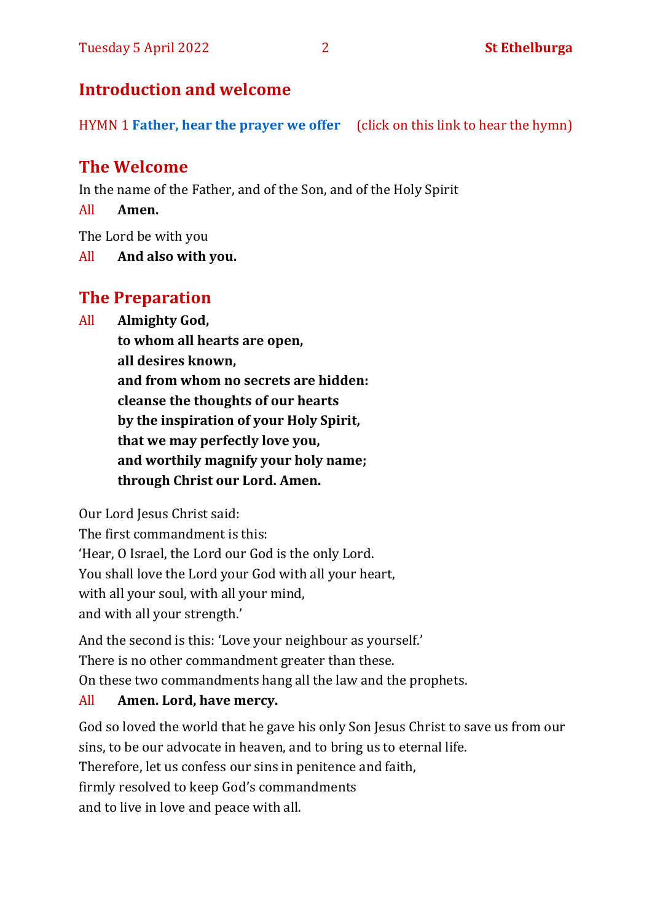## Introduction and welcome

HYMN 1 **Father, hear the prayer we offer** (click on this link to hear the hymn)

## The Welcome

In the name of the Father, and of the Son, and of the Holy Spirit

All **Amen.**

The Lord be with you

All **And also with you.**

## The Preparation

All **Almighty God,**
**to whom all hearts are open,**
**all desires known,**
**and from whom no secrets are hidden:**
**cleanse the thoughts of our hearts**
**by the inspiration of your Holy Spirit,**
**that we may perfectly love you,**
**and worthily magnify your holy name;**
**through Christ our Lord. Amen.**

Our Lord Jesus Christ said:
The first commandment is this:
'Hear, O Israel, the Lord our God is the only Lord.
You shall love the Lord your God with all your heart,
with all your soul, with all your mind,
and with all your strength.'

And the second is this: 'Love your neighbour as yourself.'
There is no other commandment greater than these.
On these two commandments hang all the law and the prophets.

All **Amen. Lord, have mercy.**

God so loved the world that he gave his only Son Jesus Christ to save us from our sins, to be our advocate in heaven, and to bring us to eternal life.
Therefore, let us confess our sins in penitence and faith,
firmly resolved to keep God's commandments
and to live in love and peace with all.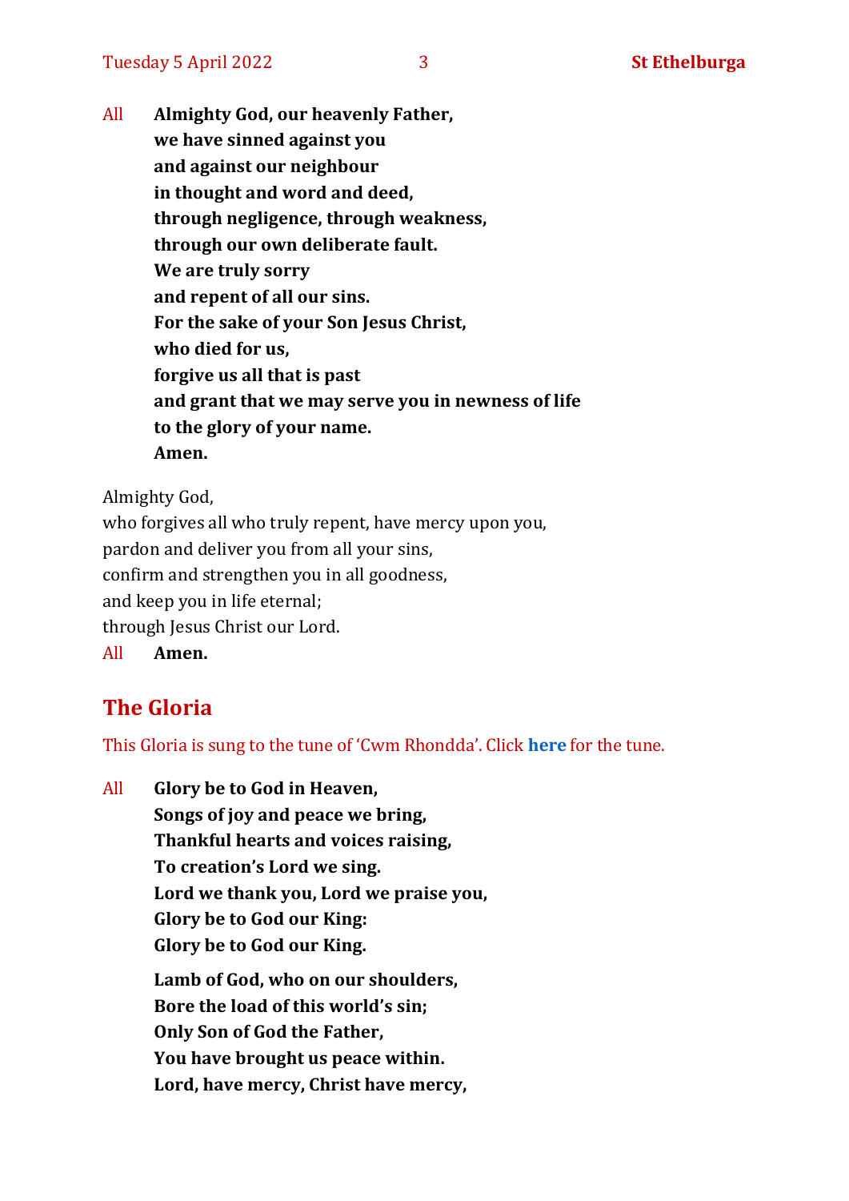All **Almighty God, our heavenly Father,**
**we have sinned against you**
**and against our neighbour**
**in thought and word and deed,**
**through negligence, through weakness,**
**through our own deliberate fault.**
**We are truly sorry**
**and repent of all our sins.**
**For the sake of your Son Jesus Christ,**
**who died for us,**
**forgive us all that is past**
**and grant that we may serve you in newness of life**
**to the glory of your name.**
**Amen.**

Almighty God,
who forgives all who truly repent, have mercy upon you,
pardon and deliver you from all your sins,
confirm and strengthen you in all goodness,
and keep you in life eternal;
through Jesus Christ our Lord.
All **Amen.**

## The Gloria

This Gloria is sung to the tune of 'Cwm Rhondda'. Click **here** for the tune.

All **Glory be to God in Heaven,**
**Songs of joy and peace we bring,**
**Thankful hearts and voices raising,**
**To creation's Lord we sing.**
**Lord we thank you, Lord we praise you,**
**Glory be to God our King:**
**Glory be to God our King.**

**Lamb of God, who on our shoulders,**
**Bore the load of this world's sin;**
**Only Son of God the Father,**
**You have brought us peace within.**
**Lord, have mercy, Christ have mercy,**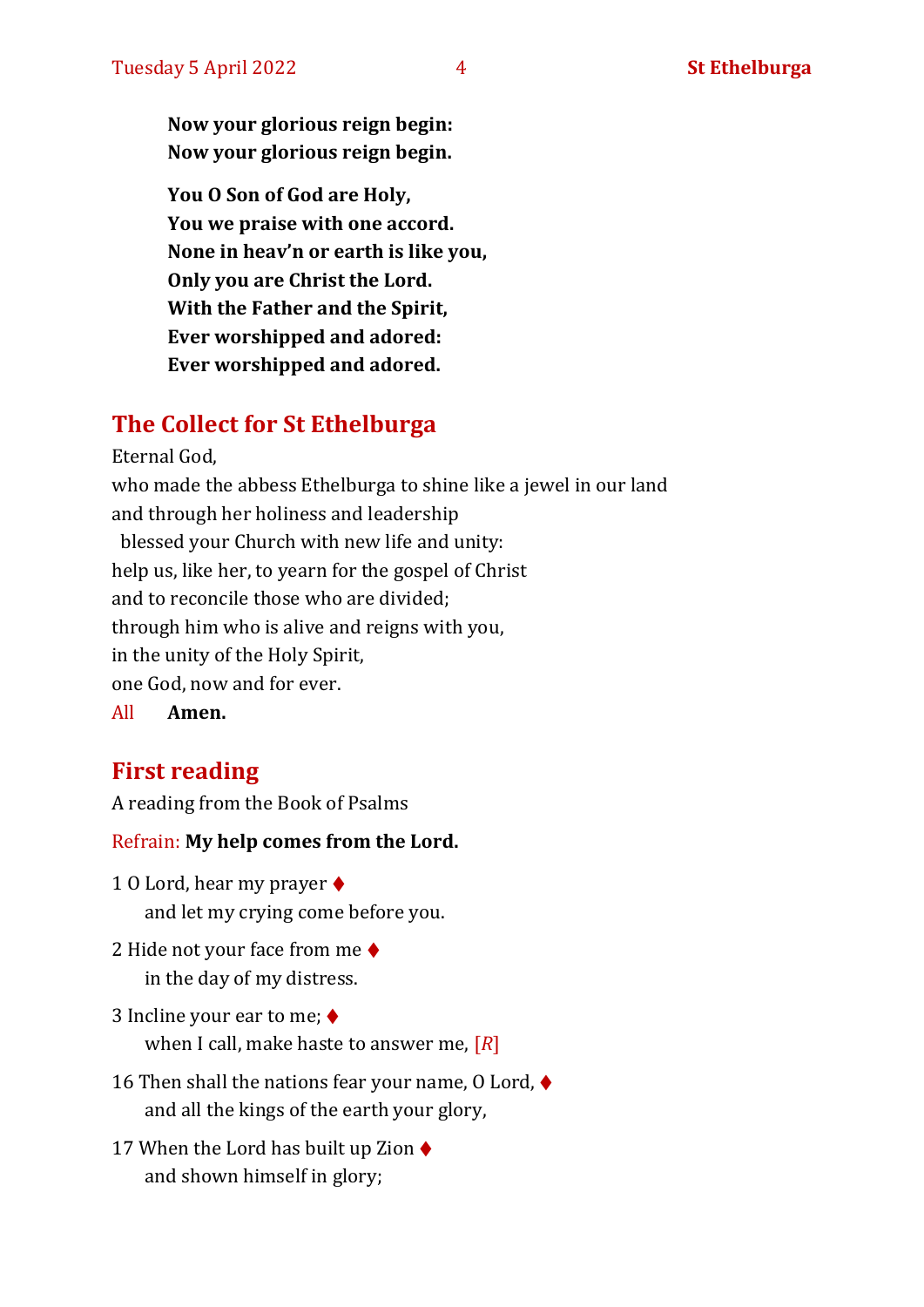**Now your glorious reign begin:**
**Now your glorious reign begin.**

**You O Son of God are Holy,**
**You we praise with one accord.**
**None in heav'n or earth is like you,**
**Only you are Christ the Lord.**
**With the Father and the Spirit,**
**Ever worshipped and adored:**
**Ever worshipped and adored.**

## The Collect for St Ethelburga

Eternal God,
who made the abbess Ethelburga to shine like a jewel in our land
and through her holiness and leadership
blessed your Church with new life and unity:
help us, like her, to yearn for the gospel of Christ
and to reconcile those who are divided;
through him who is alive and reigns with you,
in the unity of the Holy Spirit,
one God, now and for ever.
All **Amen.**

## First reading

A reading from the Book of Psalms

Refrain: **My help comes from the Lord.**

1 O Lord, hear my prayer ♦
and let my crying come before you.

2 Hide not your face from me ♦
in the day of my distress.

3 Incline your ear to me; ♦
when I call, make haste to answer me, [*R*]

16 Then shall the nations fear your name, O Lord, ♦
and all the kings of the earth your glory,

17 When the Lord has built up Zion ♦
and shown himself in glory;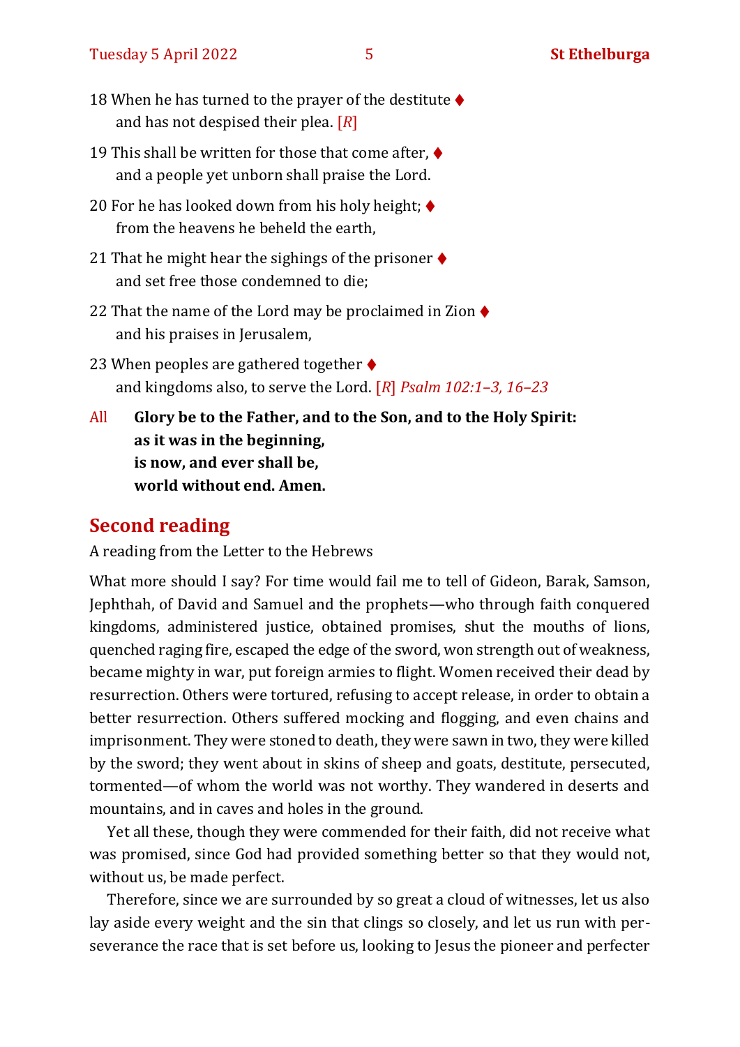18 When he has turned to the prayer of the destitute ♦
 and has not despised their plea. [*R*]

19 This shall be written for those that come after, ♦
 and a people yet unborn shall praise the Lord.

20 For he has looked down from his holy height; ♦
 from the heavens he beheld the earth,

21 That he might hear the sighings of the prisoner ♦
 and set free those condemned to die;

22 That the name of the Lord may be proclaimed in Zion ♦
 and his praises in Jerusalem,

23 When peoples are gathered together ♦
 and kingdoms also, to serve the Lord. [*R*] *Psalm 102:1–3, 16–23*

All **Glory be to the Father, and to the Son, and to the Holy Spirit:**
**as it was in the beginning,**
**is now, and ever shall be,**
**world without end. Amen.**

## Second reading

A reading from the Letter to the Hebrews

What more should I say? For time would fail me to tell of Gideon, Barak, Samson, Jephthah, of David and Samuel and the prophets—who through faith conquered kingdoms, administered justice, obtained promises, shut the mouths of lions, quenched raging fire, escaped the edge of the sword, won strength out of weakness, became mighty in war, put foreign armies to flight. Women received their dead by resurrection. Others were tortured, refusing to accept release, in order to obtain a better resurrection. Others suffered mocking and flogging, and even chains and imprisonment. They were stoned to death, they were sawn in two, they were killed by the sword; they went about in skins of sheep and goats, destitute, persecuted, tormented—of whom the world was not worthy. They wandered in deserts and mountains, and in caves and holes in the ground.

Yet all these, though they were commended for their faith, did not receive what was promised, since God had provided something better so that they would not, without us, be made perfect.

Therefore, since we are surrounded by so great a cloud of witnesses, let us also lay aside every weight and the sin that clings so closely, and let us run with perseverance the race that is set before us, looking to Jesus the pioneer and perfecter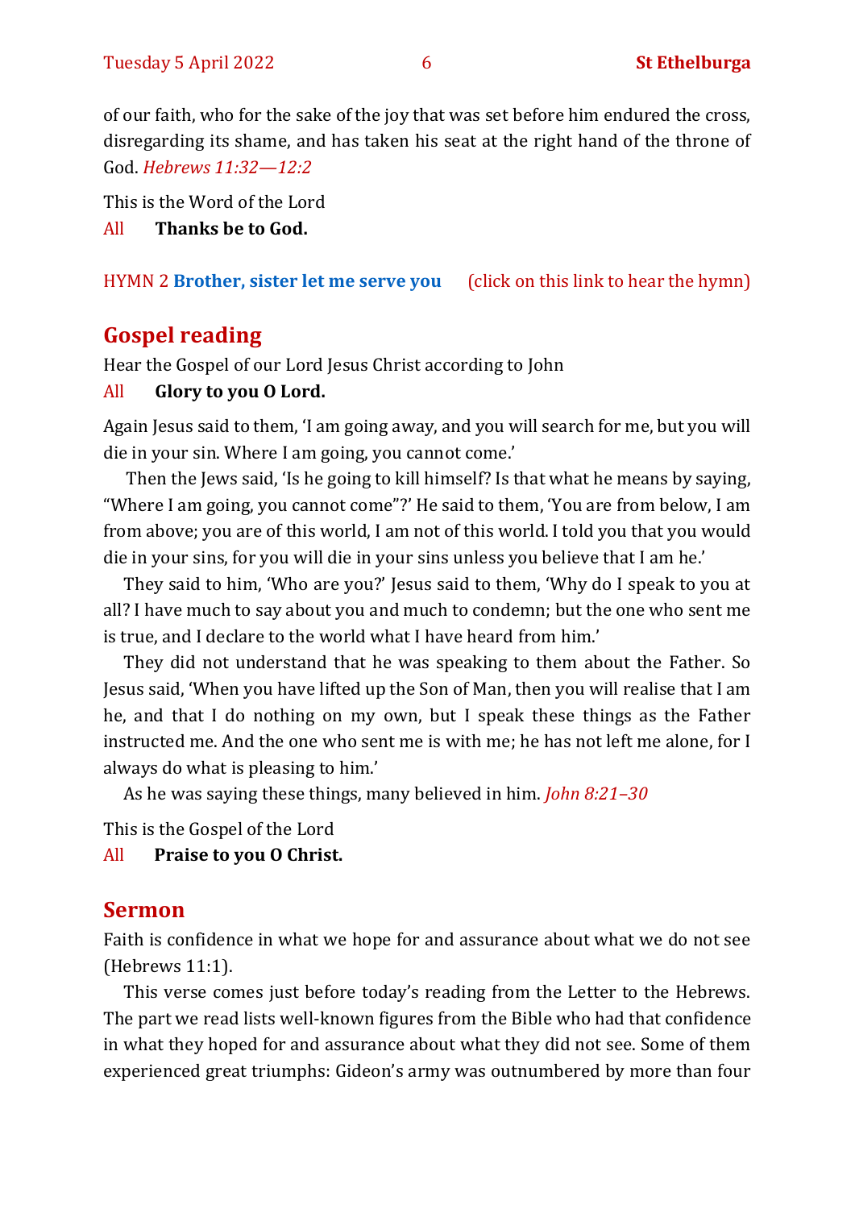of our faith, who for the sake of the joy that was set before him endured the cross, disregarding its shame, and has taken his seat at the right hand of the throne of God. *Hebrews 11:32—12:2*

This is the Word of the Lord

All **Thanks be to God.**

HYMN 2 **Brother, sister let me serve you** (click on this link to hear the hymn)

## Gospel reading

Hear the Gospel of our Lord Jesus Christ according to John

All **Glory to you O Lord.**

Again Jesus said to them, 'I am going away, and you will search for me, but you will die in your sin. Where I am going, you cannot come.'

Then the Jews said, 'Is he going to kill himself? Is that what he means by saying, "Where I am going, you cannot come"?' He said to them, 'You are from below, I am from above; you are of this world, I am not of this world. I told you that you would die in your sins, for you will die in your sins unless you believe that I am he.'

They said to him, 'Who are you?' Jesus said to them, 'Why do I speak to you at all? I have much to say about you and much to condemn; but the one who sent me is true, and I declare to the world what I have heard from him.'

They did not understand that he was speaking to them about the Father. So Jesus said, 'When you have lifted up the Son of Man, then you will realise that I am he, and that I do nothing on my own, but I speak these things as the Father instructed me. And the one who sent me is with me; he has not left me alone, for I always do what is pleasing to him.'

As he was saying these things, many believed in him. *John 8:21–30*

This is the Gospel of the Lord

All **Praise to you O Christ.**

## Sermon

Faith is confidence in what we hope for and assurance about what we do not see (Hebrews 11:1).

This verse comes just before today's reading from the Letter to the Hebrews. The part we read lists well-known figures from the Bible who had that confidence in what they hoped for and assurance about what they did not see. Some of them experienced great triumphs: Gideon's army was outnumbered by more than four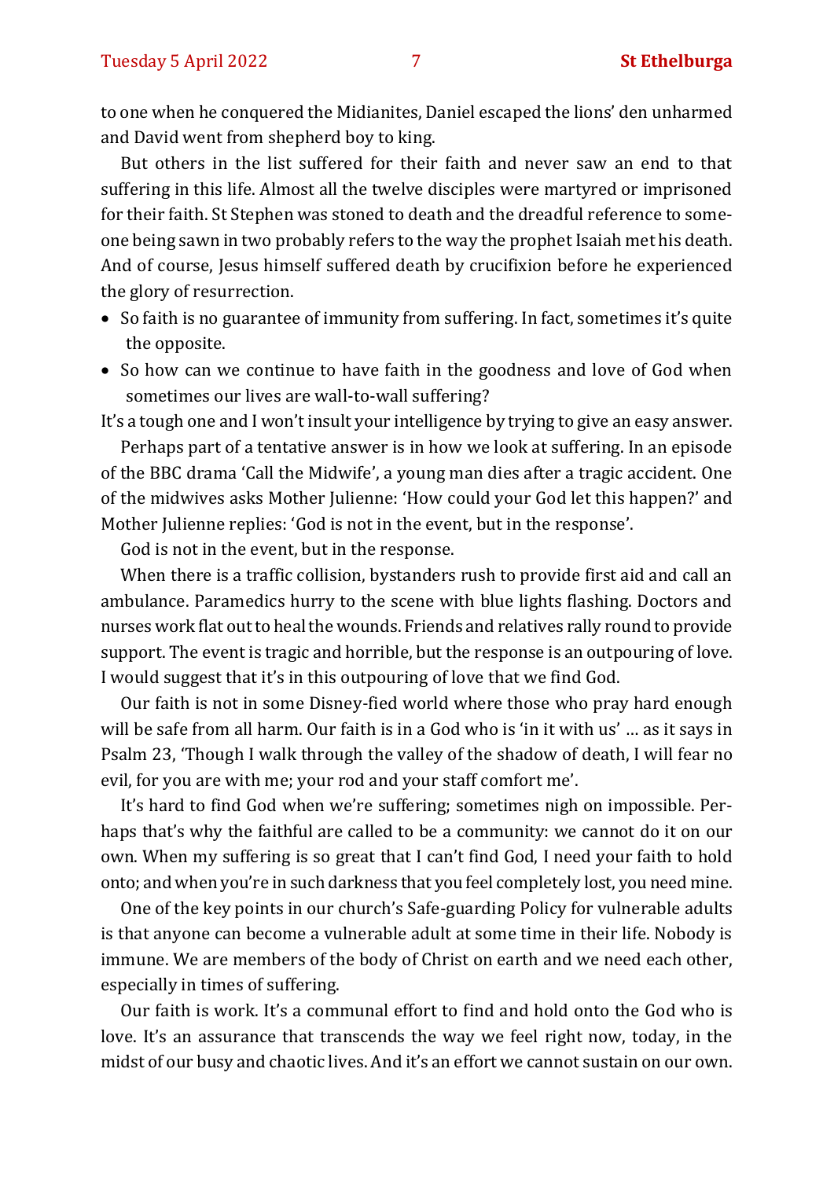to one when he conquered the Midianites, Daniel escaped the lions' den unharmed and David went from shepherd boy to king.

But others in the list suffered for their faith and never saw an end to that suffering in this life. Almost all the twelve disciples were martyred or imprisoned for their faith. St Stephen was stoned to death and the dreadful reference to someone being sawn in two probably refers to the way the prophet Isaiah met his death. And of course, Jesus himself suffered death by crucifixion before he experienced the glory of resurrection.

- So faith is no guarantee of immunity from suffering. In fact, sometimes it's quite the opposite.
- So how can we continue to have faith in the goodness and love of God when sometimes our lives are wall-to-wall suffering?

It's a tough one and I won't insult your intelligence by trying to give an easy answer.

Perhaps part of a tentative answer is in how we look at suffering. In an episode of the BBC drama 'Call the Midwife', a young man dies after a tragic accident. One of the midwives asks Mother Julienne: 'How could your God let this happen?' and Mother Julienne replies: 'God is not in the event, but in the response'.

God is not in the event, but in the response.

When there is a traffic collision, bystanders rush to provide first aid and call an ambulance. Paramedics hurry to the scene with blue lights flashing. Doctors and nurses work flat out to heal the wounds. Friends and relatives rally round to provide support. The event is tragic and horrible, but the response is an outpouring of love. I would suggest that it's in this outpouring of love that we find God.

Our faith is not in some Disney-fied world where those who pray hard enough will be safe from all harm. Our faith is in a God who is 'in it with us' … as it says in Psalm 23, 'Though I walk through the valley of the shadow of death, I will fear no evil, for you are with me; your rod and your staff comfort me'.

It's hard to find God when we're suffering; sometimes nigh on impossible. Perhaps that's why the faithful are called to be a community: we cannot do it on our own. When my suffering is so great that I can't find God, I need your faith to hold onto; and when you're in such darkness that you feel completely lost, you need mine.

One of the key points in our church's Safe-guarding Policy for vulnerable adults is that anyone can become a vulnerable adult at some time in their life. Nobody is immune. We are members of the body of Christ on earth and we need each other, especially in times of suffering.

Our faith is work. It's a communal effort to find and hold onto the God who is love. It's an assurance that transcends the way we feel right now, today, in the midst of our busy and chaotic lives. And it's an effort we cannot sustain on our own.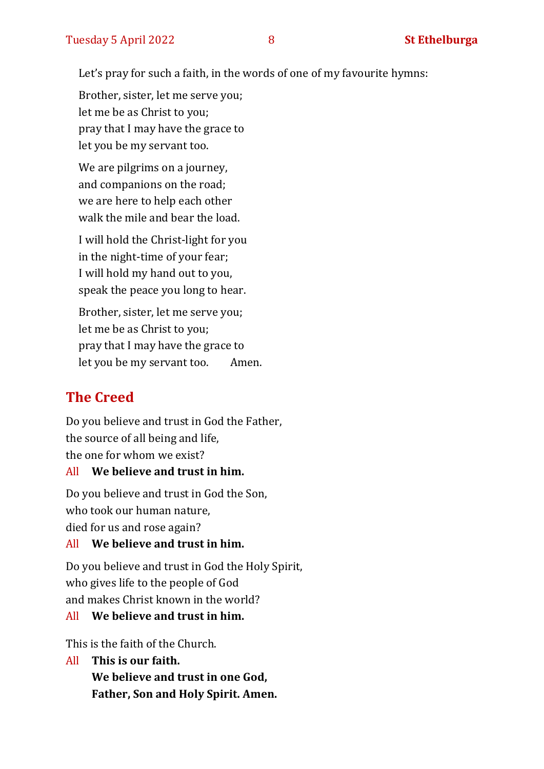Let's pray for such a faith, in the words of one of my favourite hymns:

Brother, sister, let me serve you;  
let me be as Christ to you;  
pray that I may have the grace to  
let you be my servant too.

We are pilgrims on a journey,  
and companions on the road;  
we are here to help each other  
walk the mile and bear the load.

I will hold the Christ-light for you  
in the night-time of your fear;  
I will hold my hand out to you,  
speak the peace you long to hear.

Brother, sister, let me serve you;  
let me be as Christ to you;  
pray that I may have the grace to  
let you be my servant too. Amen.

## The Creed

Do you believe and trust in God the Father,  
the source of all being and life,  
the one for whom we exist?

All **We believe and trust in him.**

Do you believe and trust in God the Son,  
who took our human nature,  
died for us and rose again?

All **We believe and trust in him.**

Do you believe and trust in God the Holy Spirit,  
who gives life to the people of God  
and makes Christ known in the world?

All **We believe and trust in him.**

This is the faith of the Church.

All **This is our faith.**  
**We believe and trust in one God,**  
**Father, Son and Holy Spirit. Amen.**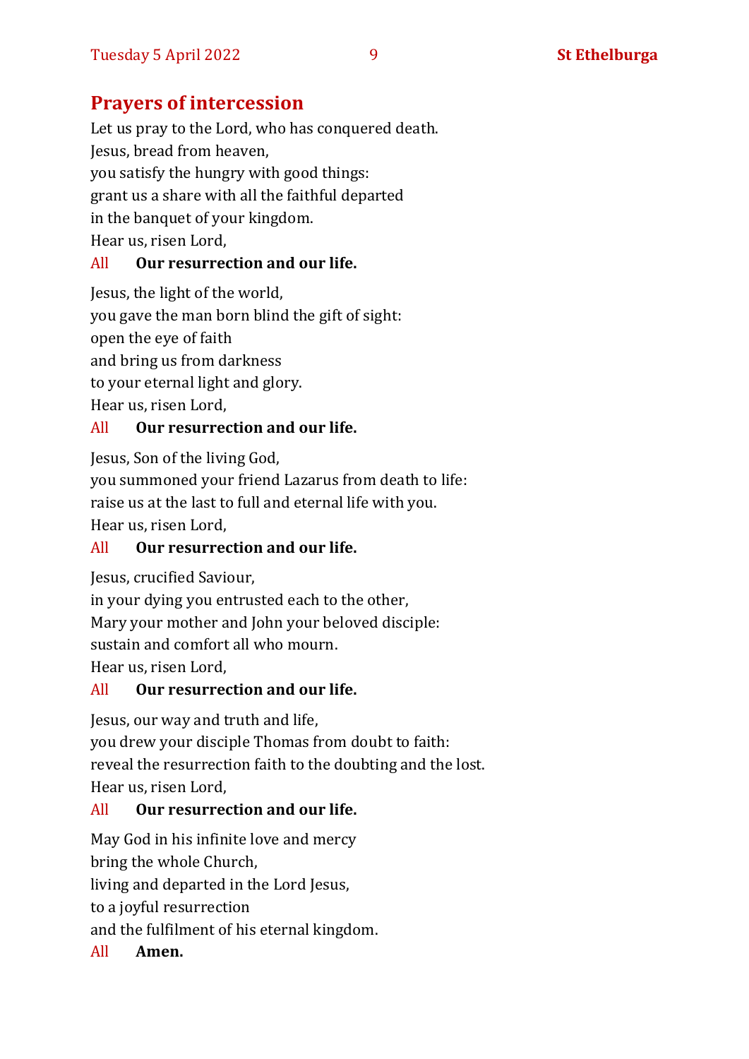## Prayers of intercession

Let us pray to the Lord, who has conquered death.
Jesus, bread from heaven,
you satisfy the hungry with good things:
grant us a share with all the faithful departed
in the banquet of your kingdom.
Hear us, risen Lord,

All **Our resurrection and our life.**

Jesus, the light of the world,
you gave the man born blind the gift of sight:
open the eye of faith
and bring us from darkness
to your eternal light and glory.
Hear us, risen Lord,

All **Our resurrection and our life.**

Jesus, Son of the living God,
you summoned your friend Lazarus from death to life:
raise us at the last to full and eternal life with you.
Hear us, risen Lord,

All **Our resurrection and our life.**

Jesus, crucified Saviour,
in your dying you entrusted each to the other,
Mary your mother and John your beloved disciple:
sustain and comfort all who mourn.
Hear us, risen Lord,

All **Our resurrection and our life.**

Jesus, our way and truth and life,
you drew your disciple Thomas from doubt to faith:
reveal the resurrection faith to the doubting and the lost.
Hear us, risen Lord,

All **Our resurrection and our life.**

May God in his infinite love and mercy
bring the whole Church,
living and departed in the Lord Jesus,
to a joyful resurrection
and the fulfilment of his eternal kingdom.

All **Amen.**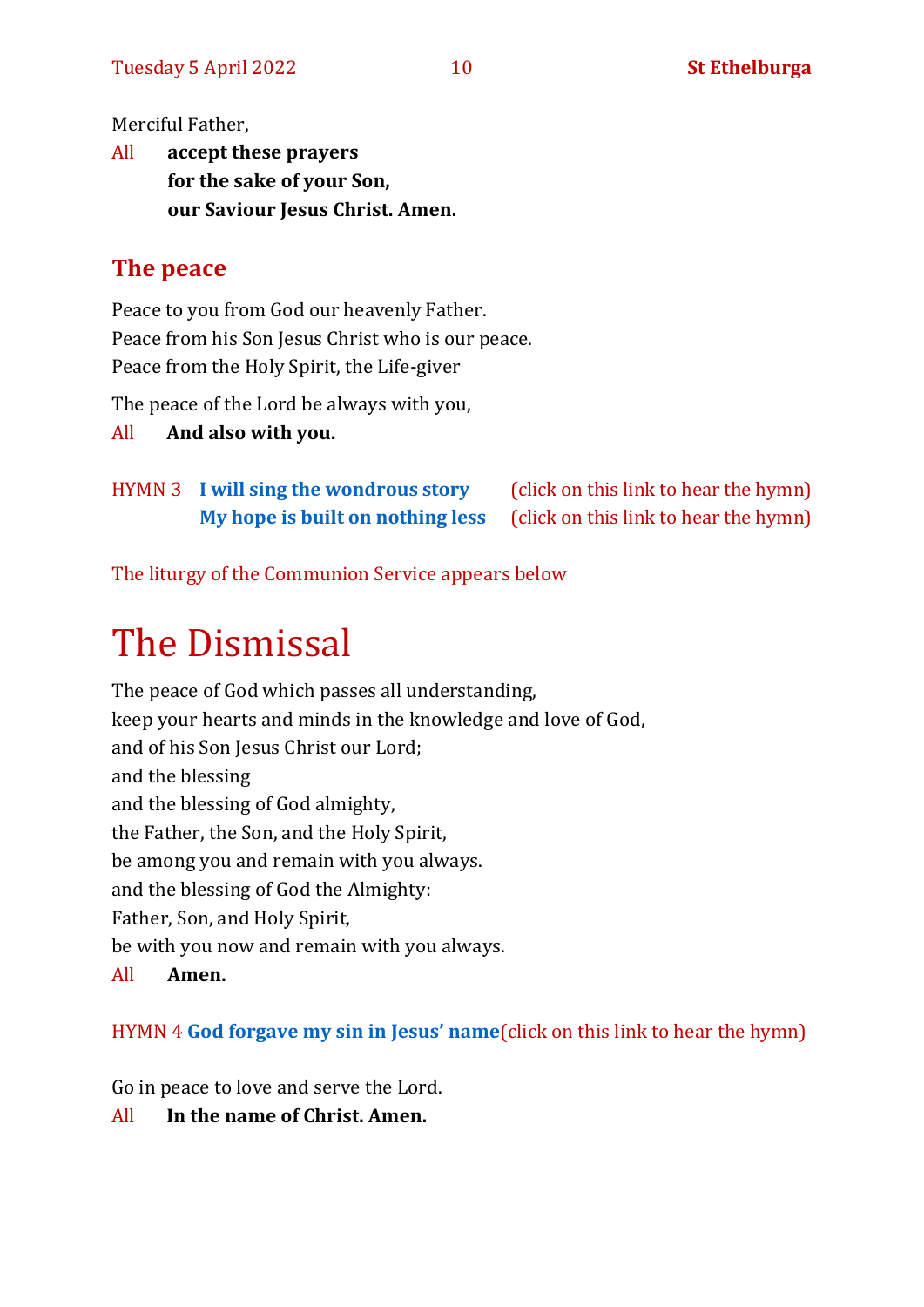Merciful Father,

All **accept these prayers**
**for the sake of your Son,**
**our Saviour Jesus Christ. Amen.**

## The peace

Peace to you from God our heavenly Father.
Peace from his Son Jesus Christ who is our peace.
Peace from the Holy Spirit, the Life-giver

The peace of the Lord be always with you,

All **And also with you.**

HYMN 3 **I will sing the wondrous story** (click on this link to hear the hymn)
**My hope is built on nothing less** (click on this link to hear the hymn)

The liturgy of the Communion Service appears below

# The Dismissal

The peace of God which passes all understanding,
keep your hearts and minds in the knowledge and love of God,
and of his Son Jesus Christ our Lord;
and the blessing
and the blessing of God almighty,
the Father, the Son, and the Holy Spirit,
be among you and remain with you always.
and the blessing of God the Almighty:
Father, Son, and Holy Spirit,
be with you now and remain with you always.

All **Amen.**

HYMN 4 **God forgave my sin in Jesus' name**(click on this link to hear the hymn)

Go in peace to love and serve the Lord.

All **In the name of Christ. Amen.**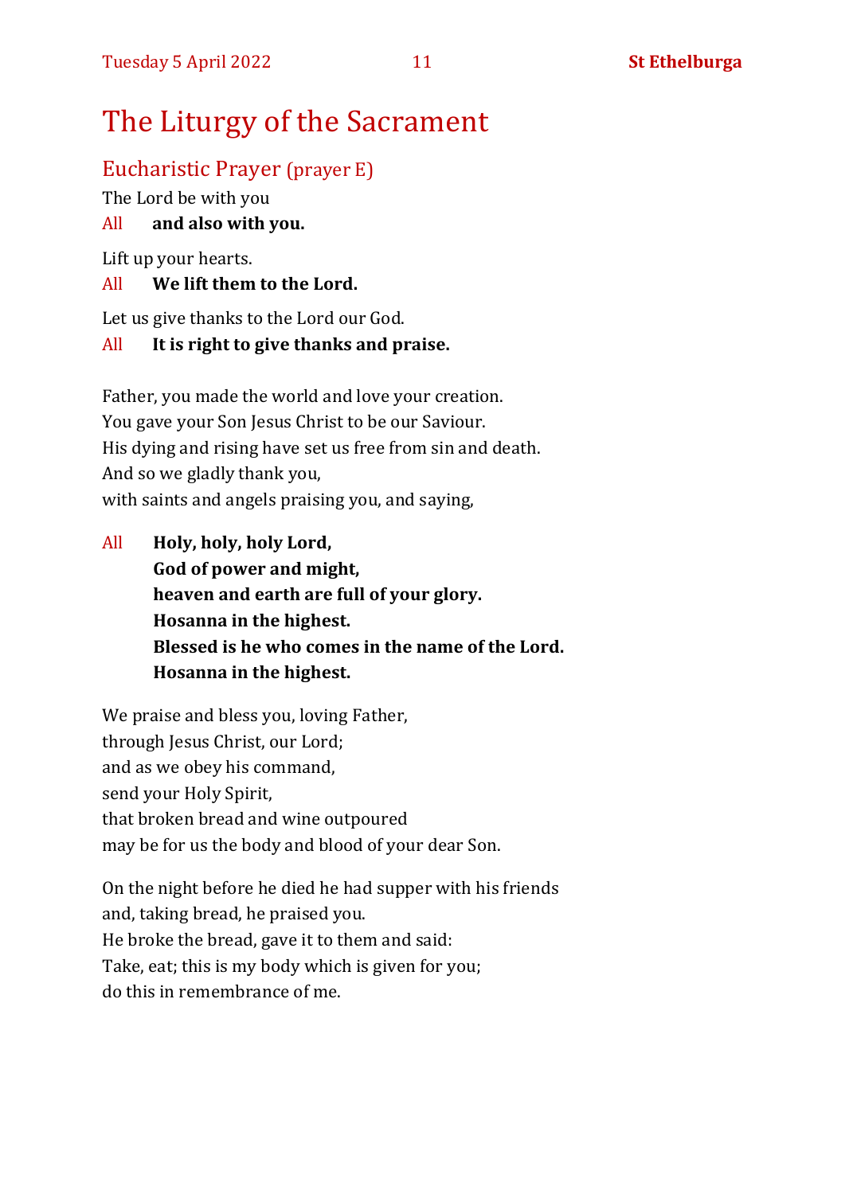# The Liturgy of the Sacrament

## Eucharistic Prayer (prayer E)

The Lord be with you

All **and also with you.**

Lift up your hearts.

All **We lift them to the Lord.**

Let us give thanks to the Lord our God.

All **It is right to give thanks and praise.**

Father, you made the world and love your creation.
You gave your Son Jesus Christ to be our Saviour.
His dying and rising have set us free from sin and death.
And so we gladly thank you,
with saints and angels praising you, and saying,

All **Holy, holy, holy Lord,**
**God of power and might,**
**heaven and earth are full of your glory.**
**Hosanna in the highest.**
**Blessed is he who comes in the name of the Lord.**
**Hosanna in the highest.**

We praise and bless you, loving Father,
through Jesus Christ, our Lord;
and as we obey his command,
send your Holy Spirit,
that broken bread and wine outpoured
may be for us the body and blood of your dear Son.

On the night before he died he had supper with his friends
and, taking bread, he praised you.
He broke the bread, gave it to them and said:
Take, eat; this is my body which is given for you;
do this in remembrance of me.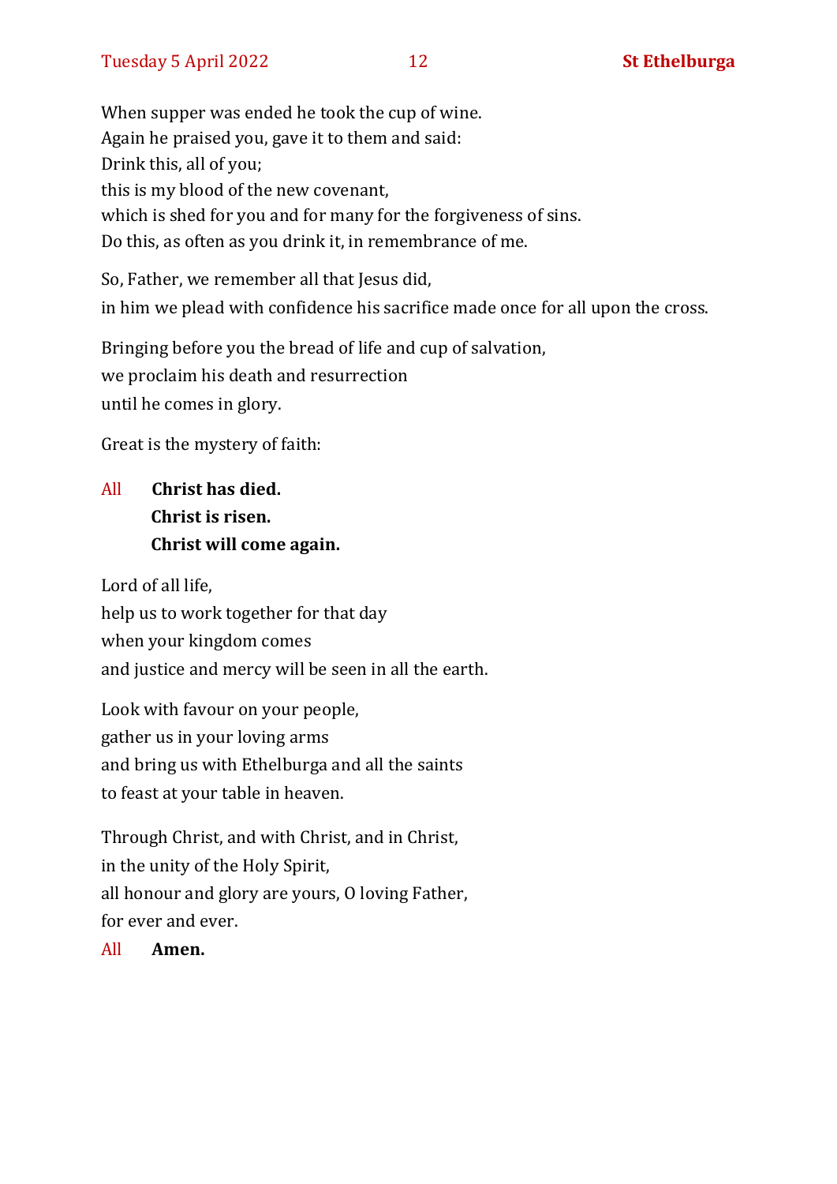When supper was ended he took the cup of wine.
Again he praised you, gave it to them and said:
Drink this, all of you;
this is my blood of the new covenant,
which is shed for you and for many for the forgiveness of sins.
Do this, as often as you drink it, in remembrance of me.

So, Father, we remember all that Jesus did,
in him we plead with confidence his sacrifice made once for all upon the cross.

Bringing before you the bread of life and cup of salvation,
we proclaim his death and resurrection
until he comes in glory.

Great is the mystery of faith:

All **Christ has died.**
**Christ is risen.**
**Christ will come again.**

Lord of all life,
help us to work together for that day
when your kingdom comes
and justice and mercy will be seen in all the earth.

Look with favour on your people,
gather us in your loving arms
and bring us with Ethelburga and all the saints
to feast at your table in heaven.

Through Christ, and with Christ, and in Christ,
in the unity of the Holy Spirit,
all honour and glory are yours, O loving Father,
for ever and ever.

All **Amen.**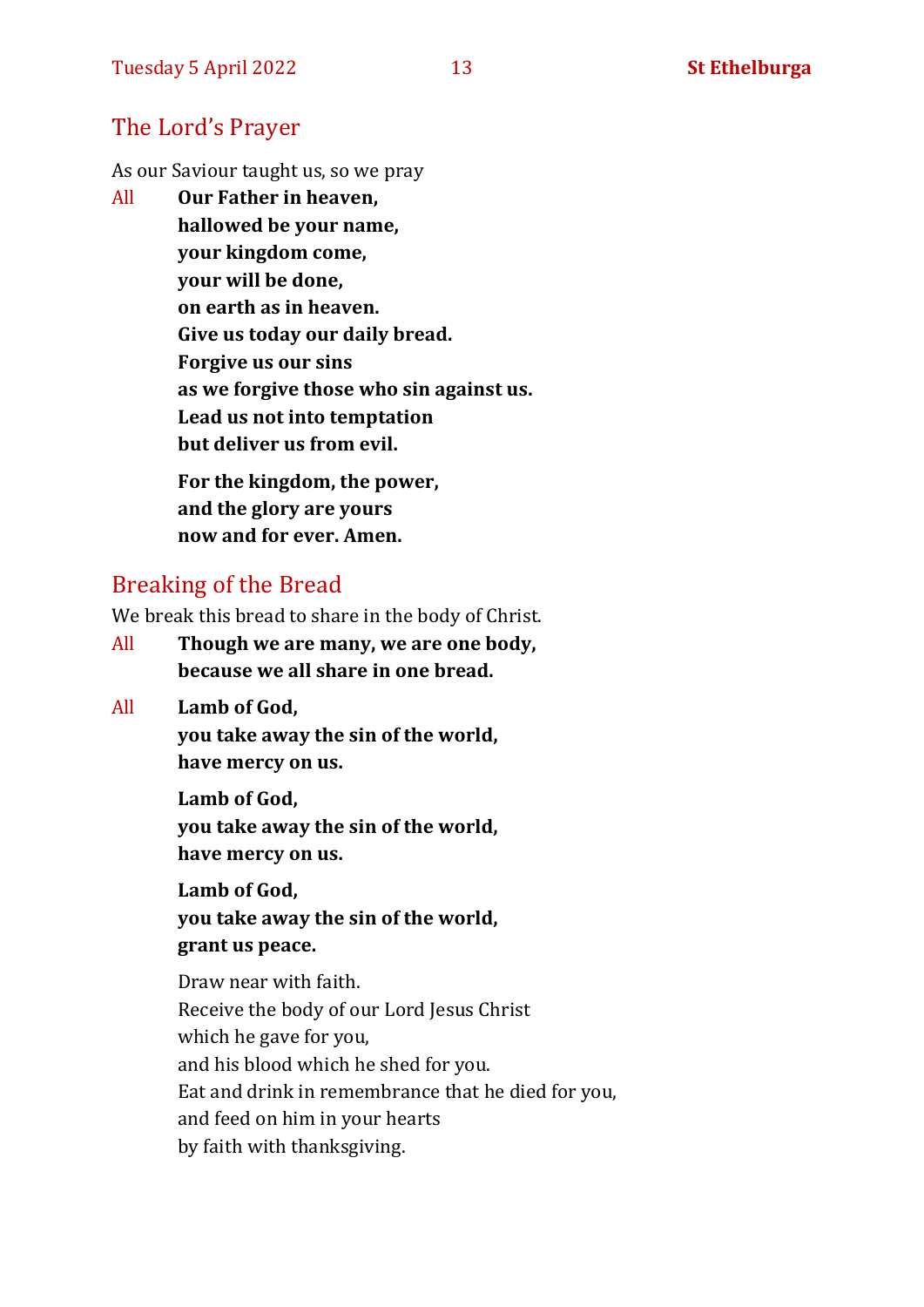## The Lord's Prayer

As our Saviour taught us, so we pray

All **Our Father in heaven,**
**hallowed be your name,**
**your kingdom come,**
**your will be done,**
**on earth as in heaven.**
**Give us today our daily bread.**
**Forgive us our sins**
**as we forgive those who sin against us.**
**Lead us not into temptation**
**but deliver us from evil.**

**For the kingdom, the power,**
**and the glory are yours**
**now and for ever. Amen.**

## Breaking of the Bread

We break this bread to share in the body of Christ.

All **Though we are many, we are one body,**
**because we all share in one bread.**

All **Lamb of God,**
**you take away the sin of the world,**
**have mercy on us.**

**Lamb of God,**
**you take away the sin of the world,**
**have mercy on us.**

**Lamb of God,**
**you take away the sin of the world,**
**grant us peace.**

Draw near with faith.
Receive the body of our Lord Jesus Christ
which he gave for you,
and his blood which he shed for you.
Eat and drink in remembrance that he died for you,
and feed on him in your hearts
by faith with thanksgiving.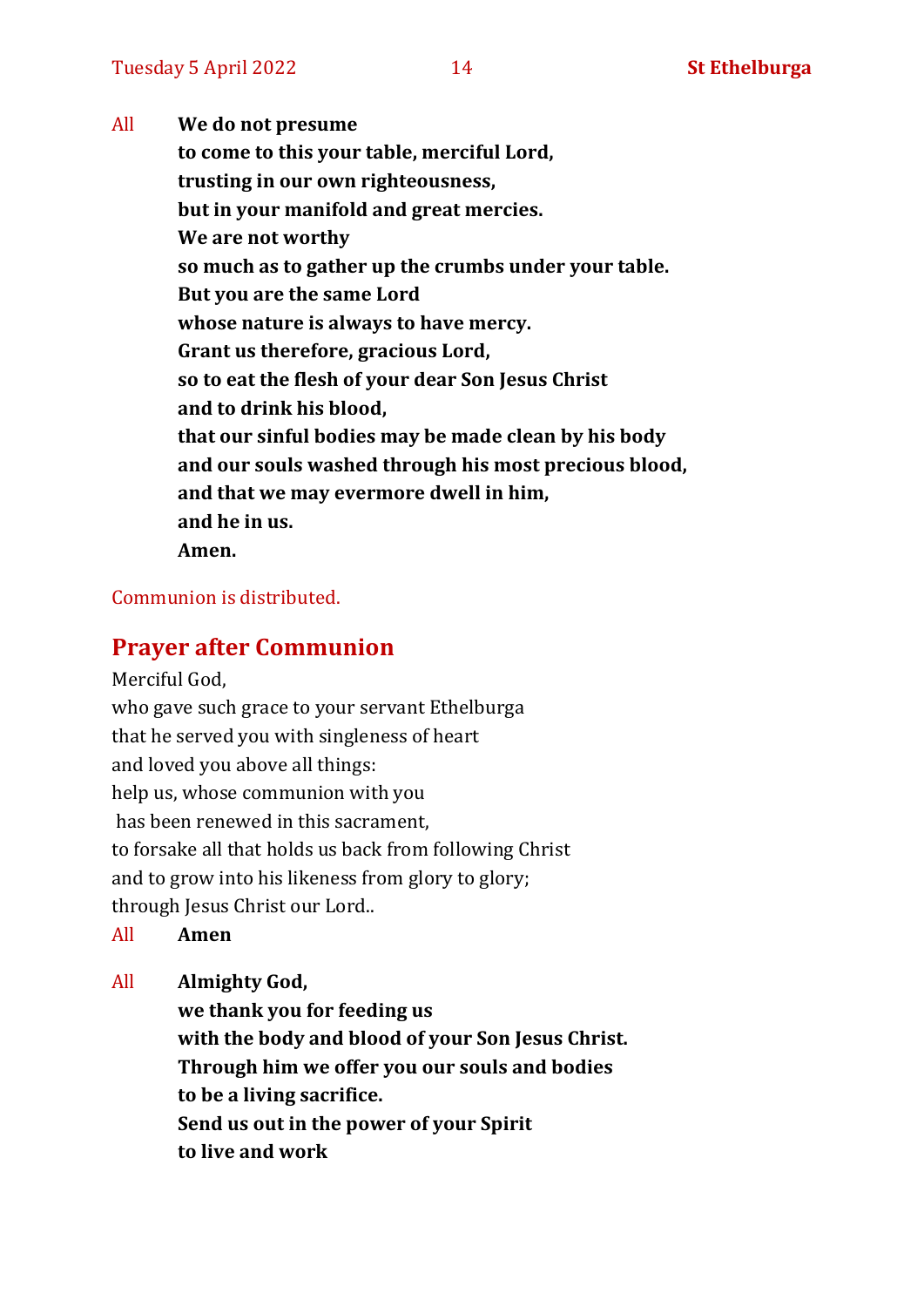All **We do not presume**
**to come to this your table, merciful Lord,**
**trusting in our own righteousness,**
**but in your manifold and great mercies.**
**We are not worthy**
**so much as to gather up the crumbs under your table.**
**But you are the same Lord**
**whose nature is always to have mercy.**
**Grant us therefore, gracious Lord,**
**so to eat the flesh of your dear Son Jesus Christ**
**and to drink his blood,**
**that our sinful bodies may be made clean by his body**
**and our souls washed through his most precious blood,**
**and that we may evermore dwell in him,**
**and he in us.**
**Amen.**

Communion is distributed.

## Prayer after Communion

Merciful God,
who gave such grace to your servant Ethelburga
that he served you with singleness of heart
and loved you above all things:
help us, whose communion with you
has been renewed in this sacrament,
to forsake all that holds us back from following Christ
and to grow into his likeness from glory to glory;
through Jesus Christ our Lord..

All **Amen**

All **Almighty God,**
**we thank you for feeding us**
**with the body and blood of your Son Jesus Christ.**
**Through him we offer you our souls and bodies**
**to be a living sacrifice.**
**Send us out in the power of your Spirit**
**to live and work**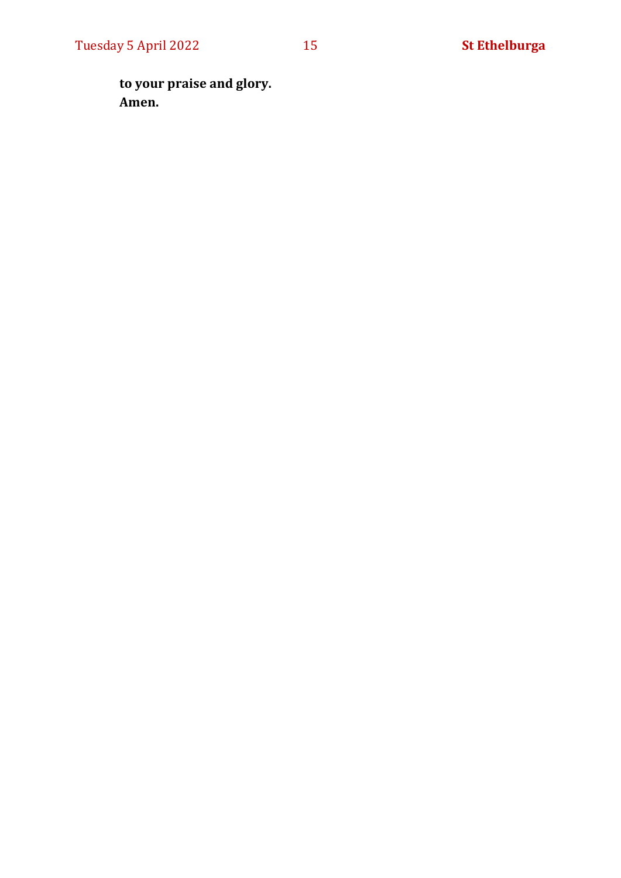**to your praise and glory.**
**Amen.**